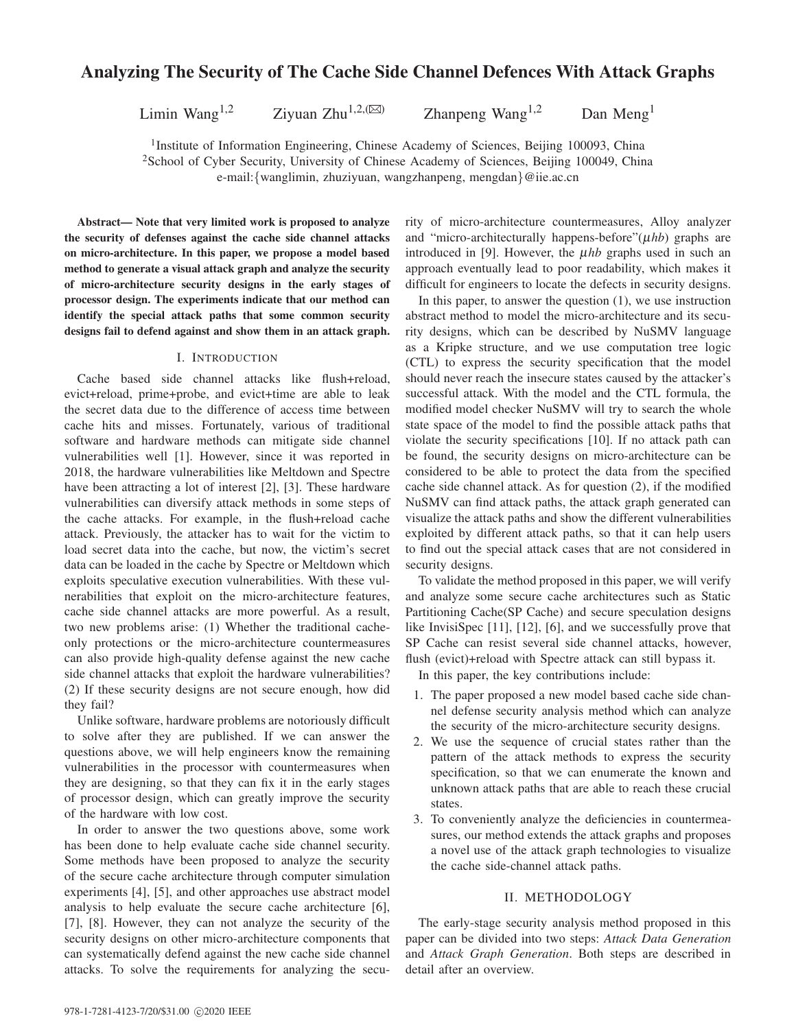# Analyzing The Security of The Cache Side Channel Defences With Attack Graphs

Limin Wang[1,2] Ziyuan Zhu[1,2,(✉)] Zhanpeng Wang[1,2] Dan Meng[1]

[1]Institute of Information Engineering, Chinese Academy of Sciences, Beijing 100093, China
[2]School of Cyber Security, University of Chinese Academy of Sciences, Beijing 100049, China
e-mail:{wanglimin, zhuziyuan, wangzhanpeng, mengdan}@iie.ac.cn

***Abstract*— Note that very limited work is proposed to analyze the security of defenses against the cache side channel attacks on micro-architecture. In this paper, we propose a model based method to generate a visual attack graph and analyze the security of micro-architecture security designs in the early stages of processor design. The experiments indicate that our method can identify the special attack paths that some common security designs fail to defend against and show them in an attack graph.**

## I. Introduction

Cache based side channel attacks like flush+reload, evict+reload, prime+probe, and evict+time are able to leak the secret data due to the difference of access time between cache hits and misses. Fortunately, various of traditional software and hardware methods can mitigate side channel vulnerabilities well [1]. However, since it was reported in 2018, the hardware vulnerabilities like Meltdown and Spectre have been attracting a lot of interest [2], [3]. These hardware vulnerabilities can diversify attack methods in some steps of the cache attacks. For example, in the flush+reload cache attack. Previously, the attacker has to wait for the victim to load secret data into the cache, but now, the victim's secret data can be loaded in the cache by Spectre or Meltdown which exploits speculative execution vulnerabilities. With these vulnerabilities that exploit on the micro-architecture features, cache side channel attacks are more powerful. As a result, two new problems arise: (1) Whether the traditional cache-only protections or the micro-architecture countermeasures can also provide high-quality defense against the new cache side channel attacks that exploit the hardware vulnerabilities? (2) If these security designs are not secure enough, how did they fail?

Unlike software, hardware problems are notoriously difficult to solve after they are published. If we can answer the questions above, we will help engineers know the remaining vulnerabilities in the processor with countermeasures when they are designing, so that they can fix it in the early stages of processor design, which can greatly improve the security of the hardware with low cost.

In order to answer the two questions above, some work has been done to help evaluate cache side channel security. Some methods have been proposed to analyze the security of the secure cache architecture through computer simulation experiments [4], [5], and other approaches use abstract model analysis to help evaluate the secure cache architecture [6], [7], [8]. However, they can not analyze the security of the security designs on other micro-architecture components that can systematically defend against the new cache side channel attacks. To solve the requirements for analyzing the security of micro-architecture countermeasures, Alloy analyzer and "micro-architecturally happens-before"($\mu hb$) graphs are introduced in [9]. However, the $\mu hb$ graphs used in such an approach eventually lead to poor readability, which makes it difficult for engineers to locate the defects in security designs.

In this paper, to answer the question (1), we use instruction abstract method to model the micro-architecture and its security designs, which can be described by NuSMV language as a Kripke structure, and we use computation tree logic (CTL) to express the security specification that the model should never reach the insecure states caused by the attacker's successful attack. With the model and the CTL formula, the modified model checker NuSMV will try to search the whole state space of the model to find the possible attack paths that violate the security specifications [10]. If no attack path can be found, the security designs on micro-architecture can be considered to be able to protect the data from the specified cache side channel attack. As for question (2), if the modified NuSMV can find attack paths, the attack graph generated can visualize the attack paths and show the different vulnerabilities exploited by different attack paths, so that it can help users to find out the special attack cases that are not considered in security designs.

To validate the method proposed in this paper, we will verify and analyze some secure cache architectures such as Static Partitioning Cache(SP Cache) and secure speculation designs like InvisiSpec [11], [12], [6], and we successfully prove that SP Cache can resist several side channel attacks, however, flush (evict)+reload with Spectre attack can still bypass it.

In this paper, the key contributions include:

1. The paper proposed a new model based cache side channel defense security analysis method which can analyze the security of the micro-architecture security designs.
2. We use the sequence of crucial states rather than the pattern of the attack methods to express the security specification, so that we can enumerate the known and unknown attack paths that are able to reach these crucial states.
3. To conveniently analyze the deficiencies in countermeasures, our method extends the attack graphs and proposes a novel use of the attack graph technologies to visualize the cache side-channel attack paths.

## II. Methodology

The early-stage security analysis method proposed in this paper can be divided into two steps: *Attack Data Generation* and *Attack Graph Generation*. Both steps are described in detail after an overview.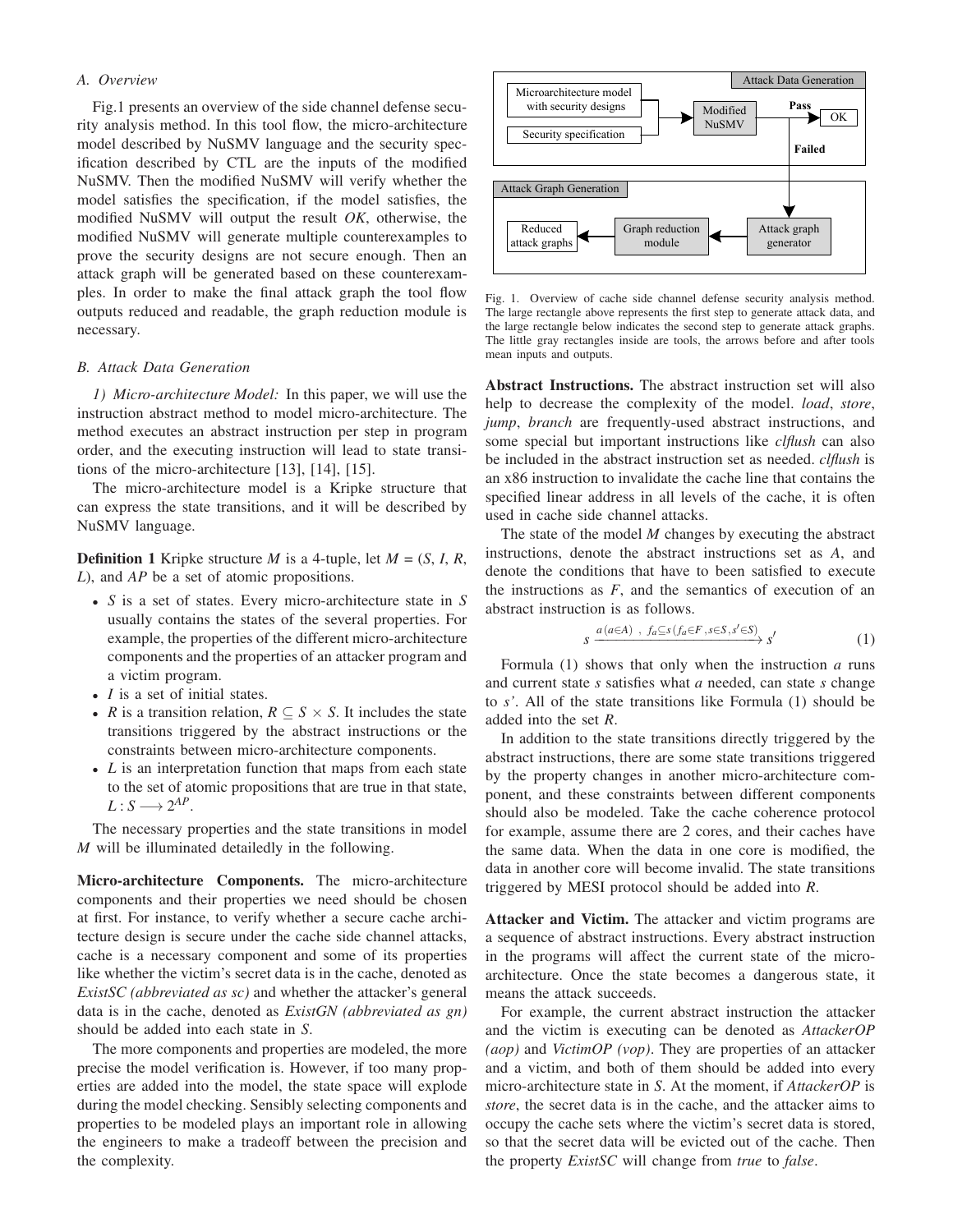### A. Overview

Fig.1 presents an overview of the side channel defense security analysis method. In this tool flow, the micro-architecture model described by NuSMV language and the security specification described by CTL are the inputs of the modified NuSMV. Then the modified NuSMV will verify whether the model satisfies the specification, if the model satisfies, the modified NuSMV will output the result *OK*, otherwise, the modified NuSMV will generate multiple counterexamples to prove the security designs are not secure enough. Then an attack graph will be generated based on these counterexamples. In order to make the final attack graph the tool flow outputs reduced and readable, the graph reduction module is necessary.

### B. Attack Data Generation

*1) Micro-architecture Model:* In this paper, we will use the instruction abstract method to model micro-architecture. The method executes an abstract instruction per step in program order, and the executing instruction will lead to state transitions of the micro-architecture [13], [14], [15].

The micro-architecture model is a Kripke structure that can express the state transitions, and it will be described by NuSMV language.

**Definition 1** Kripke structure *M* is a 4-tuple, let *M* = (*S*, *I*, *R*, *L*), and *AP* be a set of atomic propositions.

- *S* is a set of states. Every micro-architecture state in *S* usually contains the states of the several properties. For example, the properties of the different micro-architecture components and the properties of an attacker program and a victim program.
- *I* is a set of initial states.
- *R* is a transition relation, $R \subseteq S \times S$. It includes the state transitions triggered by the abstract instructions or the constraints between micro-architecture components.
- *L* is an interpretation function that maps from each state to the set of atomic propositions that are true in that state, $L : S \longrightarrow 2^{AP}$.

The necessary properties and the state transitions in model *M* will be illuminated detailedly in the following.

**Micro-architecture Components.** The micro-architecture components and their properties we need should be chosen at first. For instance, to verify whether a secure cache architecture design is secure under the cache side channel attacks, cache is a necessary component and some of its properties like whether the victim's secret data is in the cache, denoted as *ExistSC (abbreviated as sc)* and whether the attacker's general data is in the cache, denoted as *ExistGN (abbreviated as gn)* should be added into each state in *S*.

The more components and properties are modeled, the more precise the model verification is. However, if too many properties are added into the model, the state space will explode during the model checking. Sensibly selecting components and properties to be modeled plays an important role in allowing the engineers to make a tradeoff between the precision and the complexity.

Fig. 1. Overview of cache side channel defense security analysis method. The large rectangle above represents the first step to generate attack data, and the large rectangle below indicates the second step to generate attack graphs. The little gray rectangles inside are tools, the arrows before and after tools mean inputs and outputs.

**Abstract Instructions.** The abstract instruction set will also help to decrease the complexity of the model. *load*, *store*, *jump*, *branch* are frequently-used abstract instructions, and some special but important instructions like *clflush* can also be included in the abstract instruction set as needed. *clflush* is an x86 instruction to invalidate the cache line that contains the specified linear address in all levels of the cache, it is often used in cache side channel attacks.

The state of the model *M* changes by executing the abstract instructions, denote the abstract instructions set as *A*, and denote the conditions that have to been satisfied to execute the instructions as *F*, and the semantics of execution of an abstract instruction is as follows.

$$s \xrightarrow{a(a \in A)\ ,\ f_a \subseteq s(f_a \in F, s \in S, s' \in S)} s' \tag{1}$$

Formula (1) shows that only when the instruction *a* runs and current state *s* satisfies what *a* needed, can state *s* change to *s'*. All of the state transitions like Formula (1) should be added into the set *R*.

In addition to the state transitions directly triggered by the abstract instructions, there are some state transitions triggered by the property changes in another micro-architecture component, and these constraints between different components should also be modeled. Take the cache coherence protocol for example, assume there are 2 cores, and their caches have the same data. When the data in one core is modified, the data in another core will become invalid. The state transitions triggered by MESI protocol should be added into *R*.

**Attacker and Victim.** The attacker and victim programs are a sequence of abstract instructions. Every abstract instruction in the programs will affect the current state of the micro-architecture. Once the state becomes a dangerous state, it means the attack succeeds.

For example, the current abstract instruction the attacker and the victim is executing can be denoted as *AttackerOP (aop)* and *VictimOP (vop)*. They are properties of an attacker and a victim, and both of them should be added into every micro-architecture state in *S*. At the moment, if *AttackerOP* is *store*, the secret data is in the cache, and the attacker aims to occupy the cache sets where the victim's secret data is stored, so that the secret data will be evicted out of the cache. Then the property *ExistSC* will change from *true* to *false*.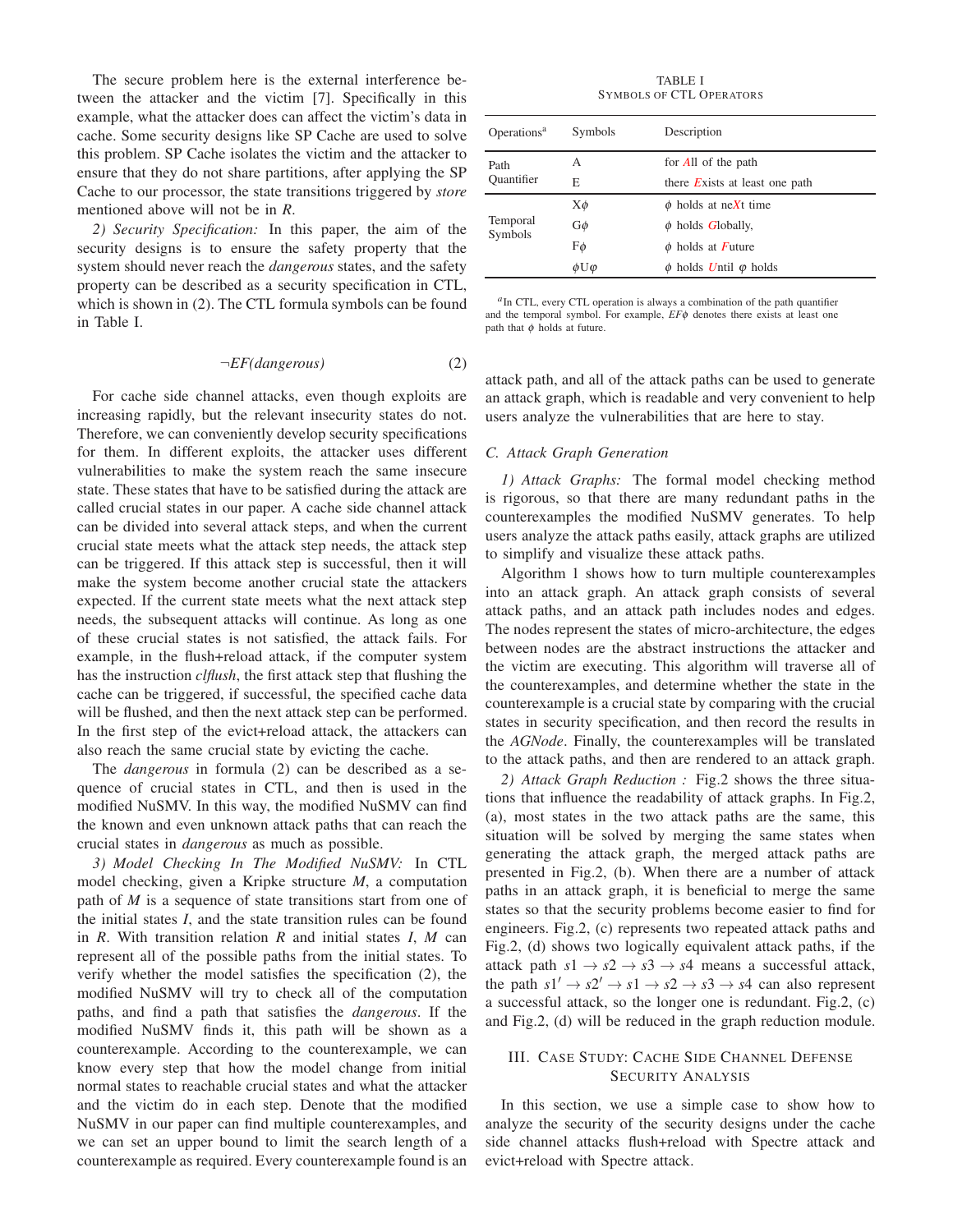The secure problem here is the external interference between the attacker and the victim [7]. Specifically in this example, what the attacker does can affect the victim's data in cache. Some security designs like SP Cache are used to solve this problem. SP Cache isolates the victim and the attacker to ensure that they do not share partitions, after applying the SP Cache to our processor, the state transitions triggered by *store* mentioned above will not be in *R*.

*2) Security Specification:* In this paper, the aim of the security designs is to ensure the safety property that the system should never reach the *dangerous* states, and the safety property can be described as a security specification in CTL, which is shown in (2). The CTL formula symbols can be found in Table I.

$$\neg EF(dangerous) \tag{2}$$

For cache side channel attacks, even though exploits are increasing rapidly, but the relevant insecurity states do not. Therefore, we can conveniently develop security specifications for them. In different exploits, the attacker uses different vulnerabilities to make the system reach the same insecure state. These states that have to be satisfied during the attack are called crucial states in our paper. A cache side channel attack can be divided into several attack steps, and when the current crucial state meets what the attack step needs, the attack step can be triggered. If this attack step is successful, then it will make the system become another crucial state the attackers expected. If the current state meets what the next attack step needs, the subsequent attacks will continue. As long as one of these crucial states is not satisfied, the attack fails. For example, in the flush+reload attack, if the computer system has the instruction *clflush*, the first attack step that flushing the cache can be triggered, if successful, the specified cache data will be flushed, and then the next attack step can be performed. In the first step of the evict+reload attack, the attackers can also reach the same crucial state by evicting the cache.

The *dangerous* in formula (2) can be described as a sequence of crucial states in CTL, and then is used in the modified NuSMV. In this way, the modified NuSMV can find the known and even unknown attack paths that can reach the crucial states in *dangerous* as much as possible.

*3) Model Checking In The Modified NuSMV:* In CTL model checking, given a Kripke structure *M*, a computation path of *M* is a sequence of state transitions start from one of the initial states *I*, and the state transition rules can be found in *R*. With transition relation *R* and initial states *I*, *M* can represent all of the possible paths from the initial states. To verify whether the model satisfies the specification (2), the modified NuSMV will try to check all of the computation paths, and find a path that satisfies the *dangerous*. If the modified NuSMV finds it, this path will be shown as a counterexample. According to the counterexample, we can know every step that how the model change from initial normal states to reachable crucial states and what the attacker and the victim do in each step. Denote that the modified NuSMV in our paper can find multiple counterexamples, and we can set an upper bound to limit the search length of a counterexample as required. Every counterexample found is an attack path, and all of the attack paths can be used to generate an attack graph, which is readable and very convenient to help users analyze the vulnerabilities that are here to stay.

TABLE I
SYMBOLS OF CTL OPERATORS

| Operations[a] | Symbols | Description |
|---|---|---|
| Path Quantifier | A | for *A*ll of the path |
| | E | there *E*xists at least one path |
| Temporal Symbols | $X\phi$ | $\phi$ holds at ne*X*t time |
| | $G\phi$ | $\phi$ holds *G*lobally, |
| | $F\phi$ | $\phi$ holds at *F*uture |
| | $\phi U \varphi$ | $\phi$ holds *U*ntil $\varphi$ holds |

[a] In CTL, every CTL operation is always a combination of the path quantifier and the temporal symbol. For example, $EF\phi$ denotes there exists at least one path that $\phi$ holds at future.

### C. Attack Graph Generation

*1) Attack Graphs:* The formal model checking method is rigorous, so that there are many redundant paths in the counterexamples the modified NuSMV generates. To help users analyze the attack paths easily, attack graphs are utilized to simplify and visualize these attack paths.

Algorithm 1 shows how to turn multiple counterexamples into an attack graph. An attack graph consists of several attack paths, and an attack path includes nodes and edges. The nodes represent the states of micro-architecture, the edges between nodes are the abstract instructions the attacker and the victim are executing. This algorithm will traverse all of the counterexamples, and determine whether the state in the counterexample is a crucial state by comparing with the crucial states in security specification, and then record the results in the *AGNode*. Finally, the counterexamples will be translated to the attack paths, and then are rendered to an attack graph.

*2) Attack Graph Reduction :* Fig.2 shows the three situations that influence the readability of attack graphs. In Fig.2, (a), most states in the two attack paths are the same, this situation will be solved by merging the same states when generating the attack graph, the merged attack paths are presented in Fig.2, (b). When there are a number of attack paths in an attack graph, it is beneficial to merge the same states so that the security problems become easier to find for engineers. Fig.2, (c) represents two repeated attack paths and Fig.2, (d) shows two logically equivalent attack paths, if the attack path $s1 \rightarrow s2 \rightarrow s3 \rightarrow s4$ means a successful attack, the path $s1' \rightarrow s2' \rightarrow s1 \rightarrow s2 \rightarrow s3 \rightarrow s4$ can also represent a successful attack, so the longer one is redundant. Fig.2, (c) and Fig.2, (d) will be reduced in the graph reduction module.

## III. Case Study: Cache Side Channel Defense Security Analysis

In this section, we use a simple case to show how to analyze the security of the security designs under the cache side channel attacks flush+reload with Spectre attack and evict+reload with Spectre attack.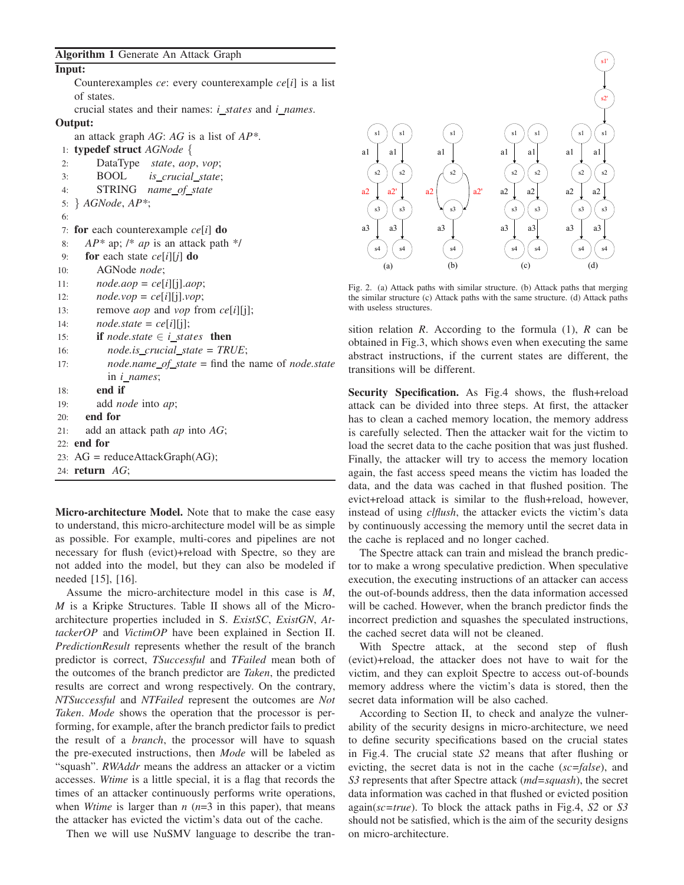**Algorithm 1** Generate An Attack Graph

**Input:**
Counterexamples *ce*: every counterexample *ce*[*i*] is a list of states.
crucial states and their names: *i_states* and *i_names*.

**Output:**
an attack graph *AG*: *AG* is a list of *AP\**.

```
1:  typedef struct AGNode {
2:      DataType   state, aop, vop;
3:      BOOL       is_crucial_state;
4:      STRING     name_of_state
5:  } AGNode, AP*;
6:
7:  for each counterexample ce[i] do
8:      AP* ap; /* ap is an attack path */
9:      for each state ce[i][j] do
10:         AGNode node;
11:         node.aop = ce[i][j].aop;
12:         node.vop = ce[i][j].vop;
13:         remove aop and vop from ce[i][j];
14:         node.state = ce[i][j];
15:         if node.state ∈ i_states then
16:             node.is_crucial_state = TRUE;
17:             node.name_of_state = find the name of node.state
                in i_names;
18:         end if
19:         add node into ap;
20:     end for
21:     add an attack path ap into AG;
22: end for
23: AG = reduceAttackGraph(AG);
24: return AG;
```

**Micro-architecture Model.** Note that to make the case easy to understand, this micro-architecture model will be as simple as possible. For example, multi-cores and pipelines are not necessary for flush (evict)+reload with Spectre, so they are not added into the model, but they can also be modeled if needed [15], [16].

Assume the micro-architecture model in this case is *M*, *M* is a Kripke Structures. Table II shows all of the Micro-architecture properties included in S. *ExistSC*, *ExistGN*, *AttackerOP* and *VictimOP* have been explained in Section II. *PredictionResult* represents whether the result of the branch predictor is correct, *TSuccessful* and *TFailed* mean both of the outcomes of the branch predictor are *Taken*, the predicted results are correct and wrong respectively. On the contrary, *NTSuccessful* and *NTFailed* represent the outcomes are *Not Taken*. *Mode* shows the operation that the processor is performing, for example, after the branch predictor fails to predict the result of a *branch*, the processor will have to squash the pre-executed instructions, then *Mode* will be labeled as "squash". *RWAddr* means the address an attacker or a victim accesses. *Wtime* is a little special, it is a flag that records the times of an attacker continuously performs write operations, when *Wtime* is larger than *n* (*n*=3 in this paper), that means the attacker has evicted the victim's data out of the cache.

Then we will use NuSMV language to describe the transition relation *R*. According to the formula (1), *R* can be obtained in Fig.3, which shows even when executing the same abstract instructions, if the current states are different, the transitions will be different.

Fig. 2. (a) Attack paths with similar structure. (b) Attack paths that merging the similar structure (c) Attack paths with the same structure. (d) Attack paths with useless structures.

**Security Specification.** As Fig.4 shows, the flush+reload attack can be divided into three steps. At first, the attacker has to clean a cached memory location, the memory address is carefully selected. Then the attacker wait for the victim to load the secret data to the cache position that was just flushed. Finally, the attacker will try to access the memory location again, the fast access speed means the victim has loaded the data, and the data was cached in that flushed position. The evict+reload attack is similar to the flush+reload, however, instead of using *clflush*, the attacker evicts the victim's data by continuously accessing the memory until the secret data in the cache is replaced and no longer cached.

The Spectre attack can train and mislead the branch predictor to make a wrong speculative prediction. When speculative execution, the executing instructions of an attacker can access the out-of-bounds address, then the data information accessed will be cached. However, when the branch predictor finds the incorrect prediction and squashes the speculated instructions, the cached secret data will not be cleaned.

With Spectre attack, at the second step of flush (evict)+reload, the attacker does not have to wait for the victim, and they can exploit Spectre to access out-of-bounds memory address where the victim's data is stored, then the secret data information will be also cached.

According to Section II, to check and analyze the vulnerability of the security designs in micro-architecture, we need to define security specifications based on the crucial states in Fig.4. The crucial state *S2* means that after flushing or evicting, the secret data is not in the cache (*sc=false*), and *S3* represents that after Spectre attack (*md=squash*), the secret data information was cached in that flushed or evicted position again(*sc=true*). To block the attack paths in Fig.4, *S2* or *S3* should not be satisfied, which is the aim of the security designs on micro-architecture.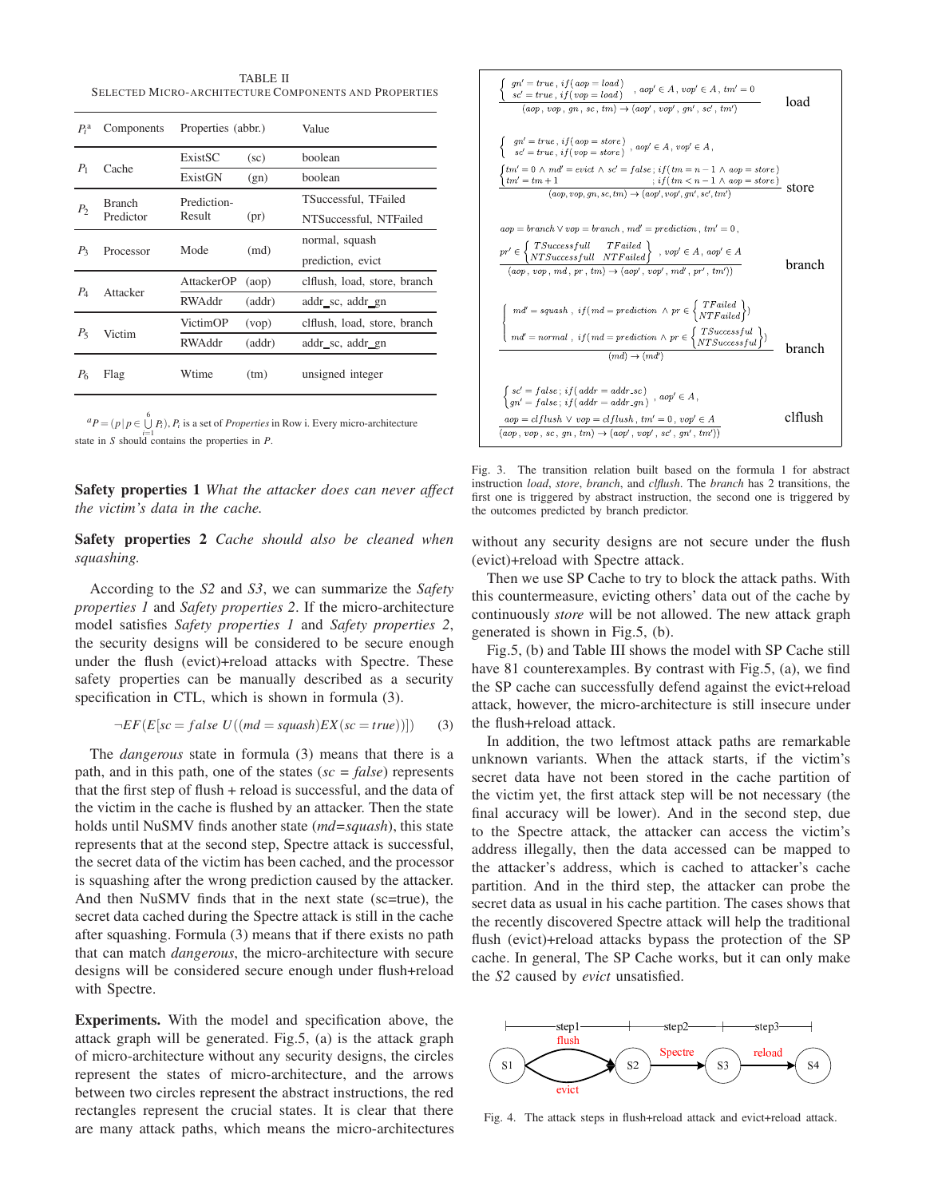TABLE II

SELECTED MICRO-ARCHITECTURE COMPONENTS AND PROPERTIES

| $P_i$[a] | Components | Properties (abbr.) | | Value |
|---|---|---|---|---|
| $P_1$ | Cache | ExistSC | (sc) | boolean |
| | | ExistGN | (gn) | boolean |
| $P_2$ | Branch Predictor | Prediction-Result | (pr) | TSuccessful, TFailed |
| | | | | NTSuccessful, NTFailed |
| $P_3$ | Processor | Mode | (md) | normal, squash |
| | | | | prediction, evict |
| $P_4$ | Attacker | AttackerOP | (aop) | clflush, load, store, branch |
| | | RWAddr | (addr) | addr_sc, addr_gn |
| $P_5$ | Victim | VictimOP | (vop) | clflush, load, store, branch |
| | | RWAddr | (addr) | addr_sc, addr_gn |
| $P_6$ | Flag | Wtime | (tm) | unsigned integer |

[a] $P = (p \mid p \in \bigcup_{i=1}^{6} P_i)$, $P_i$ is a set of *Properties* in Row i. Every micro-architecture state in $S$ should contains the properties in $P$.

$$\frac{\begin{cases} gn' = true\,,\ if(aop = load) \\ sc' = true\,,\ if(vop = load) \end{cases},\ aop' \in A\,,\ vop' \in A\,,\ tm' = 0}{(aop\,,\ vop\,,\ gn\,,\ sc\,,\ tm) \rightarrow (aop'\,,\ vop'\,,\ gn'\,,\ sc'\,,\ tm')} \quad \text{load}$$

$$\frac{\begin{cases} gn' = true\,,\ if(aop = store) \\ sc' = true\,,\ if(vop = store) \end{cases},\ aop' \in A,\ vop' \in A, \quad \begin{cases} tm' = 0 \wedge md' = evict \wedge sc' = false\,;\ if(tm = n-1 \wedge aop = store) \\ tm' = tm + 1 \qquad ;\ if(tm < n-1 \wedge aop = store) \end{cases}}{(aop, vop, gn, sc, tm) \rightarrow (aop', vop', gn', sc', tm')} \quad \text{store}$$

$$\frac{aop = branch \vee vop = branch\,,\ md' = prediction\,,\ tm' = 0\,,\quad pr' \in \begin{Bmatrix} TSuccessfull & TFailed \\ NTSuccessfull & NTFailed \end{Bmatrix},\ vop' \in A\,,\ aop' \in A}{(aop\,,\ vop\,,\ md\,,\ pr\,,\ tm) \rightarrow (aop'\,,\ vop'\,,\ md'\,,\ pr'\,,\ tm')} \quad \text{branch}$$

$$\frac{\begin{cases} md' = squash\,,\ if(md = prediction \wedge pr \in \begin{Bmatrix} TFailed \\ NTFailed \end{Bmatrix}) \\ md' = normal\,,\ if(md = prediction \wedge pr \in \begin{Bmatrix} TSuccessful \\ NTSuccessful \end{Bmatrix}) \end{cases}}{(md) \rightarrow (md')} \quad \text{branch}$$

$$\frac{\begin{cases} sc' = false\,;\ if(addr = addr\_sc) \\ gn' = false\,;\ if(addr = addr\_gn) \end{cases},\ aop' \in A,\quad aop = clflush \vee vop = clflush\,,\ tm' = 0\,,\ vop' \in A}{(aop, vop, sc, gn, tm) \rightarrow (aop', vop', sc', gn', tm'))} \quad \text{clflush}$$

Fig. 3. The transition relation built based on the formula 1 for abstract instruction *load*, *store*, *branch*, and *clflush*. The *branch* has 2 transitions, the first one is triggered by abstract instruction, the second one is triggered by the outcomes predicted by branch predictor.

**Safety properties 1** *What the attacker does can never affect the victim's data in the cache.*

**Safety properties 2** *Cache should also be cleaned when squashing.*

According to the *S2* and *S3*, we can summarize the *Safety properties 1* and *Safety properties 2*. If the micro-architecture model satisfies *Safety properties 1* and *Safety properties 2*, the security designs will be considered to be secure enough under the flush (evict)+reload attacks with Spectre. These safety properties can be manually described as a security specification in CTL, which is shown in formula (3).

$$\neg EF(E[sc = false\ U((md = squash)EX(sc = true))]) \qquad (3)$$

The *dangerous* state in formula (3) means that there is a path, and in this path, one of the states (*sc = false*) represents that the first step of flush + reload is successful, and the data of the victim in the cache is flushed by an attacker. Then the state holds until NuSMV finds another state (*md=squash*), this state represents that at the second step, Spectre attack is successful, the secret data of the victim has been cached, and the processor is squashing after the wrong prediction caused by the attacker. And then NuSMV finds that in the next state (sc=true), the secret data cached during the Spectre attack is still in the cache after squashing. Formula (3) means that if there exists no path that can match *dangerous*, the micro-architecture with secure designs will be considered secure enough under flush+reload with Spectre.

**Experiments.** With the model and specification above, the attack graph will be generated. Fig.5, (a) is the attack graph of micro-architecture without any security designs, the circles represent the states of micro-architecture, and the arrows between two circles represent the abstract instructions, the red rectangles represent the crucial states. It is clear that there are many attack paths, which means the micro-architectures without any security designs are not secure under the flush (evict)+reload with Spectre attack.

Then we use SP Cache to try to block the attack paths. With this countermeasure, evicting others' data out of the cache by continuously *store* will be not allowed. The new attack graph generated is shown in Fig.5, (b).

Fig.5, (b) and Table III shows the model with SP Cache still have 81 counterexamples. By contrast with Fig.5, (a), we find the SP cache can successfully defend against the evict+reload attack, however, the micro-architecture is still insecure under the flush+reload attack.

In addition, the two leftmost attack paths are remarkable unknown variants. When the attack starts, if the victim's secret data have not been stored in the cache partition of the victim yet, the first attack step will be not necessary (the final accuracy will be lower). And in the second step, due to the Spectre attack, the attacker can access the victim's address illegally, then the data accessed can be mapped to the attacker's address, which is cached to attacker's cache partition. And in the third step, the attacker can probe the secret data as usual in his cache partition. The cases shows that the recently discovered Spectre attack will help the traditional flush (evict)+reload attacks bypass the protection of the SP cache. In general, The SP Cache works, but it can only make the *S2* caused by *evict* unsatisfied.

step1: S1 —flush / evict→ S2; step2: S2 —Spectre→ S3; step3: S3 —reload→ S4

Fig. 4. The attack steps in flush+reload attack and evict+reload attack.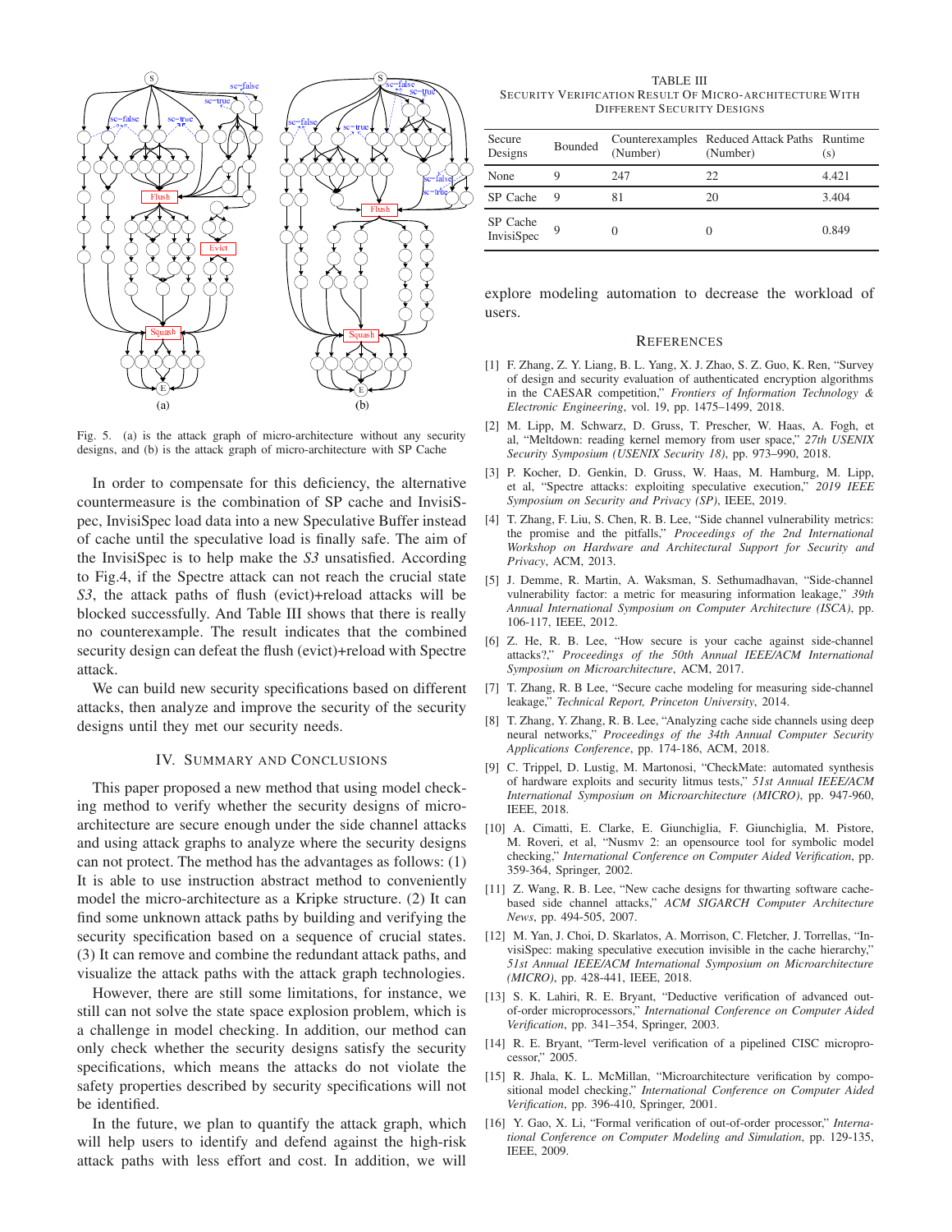S

sc=false

sc=true

sc=false

sc=true

Flush

Evict

Squash

E

(a)

S

sc=false

sc=true

sc=false

sc=true

sc=false

sc=true

Flush

Squash

E

(b)

Fig. 5. (a) is the attack graph of micro-architecture without any security designs, and (b) is the attack graph of micro-architecture with SP Cache

In order to compensate for this deficiency, the alternative countermeasure is the combination of SP cache and InvisiSpec, InvisiSpec load data into a new Speculative Buffer instead of cache until the speculative load is finally safe. The aim of the InvisiSpec is to help make the *S3* unsatisfied. According to Fig.4, if the Spectre attack can not reach the crucial state *S3*, the attack paths of flush (evict)+reload attacks will be blocked successfully. And Table III shows that there is really no counterexample. The result indicates that the combined security design can defeat the flush (evict)+reload with Spectre attack.

We can build new security specifications based on different attacks, then analyze and improve the security of the security designs until they met our security needs.

## IV. Summary and Conclusions

This paper proposed a new method that using model checking method to verify whether the security designs of micro-architecture are secure enough under the side channel attacks and using attack graphs to analyze where the security designs can not protect. The method has the advantages as follows: (1) It is able to use instruction abstract method to conveniently model the micro-architecture as a Kripke structure. (2) It can find some unknown attack paths by building and verifying the security specification based on a sequence of crucial states. (3) It can remove and combine the redundant attack paths, and visualize the attack paths with the attack graph technologies.

However, there are still some limitations, for instance, we still can not solve the state space explosion problem, which is a challenge in model checking. In addition, our method can only check whether the security designs satisfy the security specifications, which means the attacks do not violate the safety properties described by security specifications will not be identified.

In the future, we plan to quantify the attack graph, which will help users to identify and defend against the high-risk attack paths with less effort and cost. In addition, we will explore modeling automation to decrease the workload of users.

TABLE III
Security Verification Result Of Micro-Architecture With Different Security Designs

| Secure Designs | Bounded | Counterexamples (Number) | Reduced Attack Paths (Number) | Runtime (s) |
|---|---|---|---|---|
| None | 9 | 247 | 22 | 4.421 |
| SP Cache | 9 | 81 | 20 | 3.404 |
| SP Cache InvisiSpec | 9 | 0 | 0 | 0.849 |

## References

[1] F. Zhang, Z. Y. Liang, B. L. Yang, X. J. Zhao, S. Z. Guo, K. Ren, "Survey of design and security evaluation of authenticated encryption algorithms in the CAESAR competition," *Frontiers of Information Technology & Electronic Engineering*, vol. 19, pp. 1475–1499, 2018.

[2] M. Lipp, M. Schwarz, D. Gruss, T. Prescher, W. Haas, A. Fogh, et al, "Meltdown: reading kernel memory from user space," *27th USENIX Security Symposium (USENIX Security 18)*, pp. 973–990, 2018.

[3] P. Kocher, D. Genkin, D. Gruss, W. Haas, M. Hamburg, M. Lipp, et al, "Spectre attacks: exploiting speculative execution," *2019 IEEE Symposium on Security and Privacy (SP)*, IEEE, 2019.

[4] T. Zhang, F. Liu, S. Chen, R. B. Lee, "Side channel vulnerability metrics: the promise and the pitfalls," *Proceedings of the 2nd International Workshop on Hardware and Architectural Support for Security and Privacy*, ACM, 2013.

[5] J. Demme, R. Martin, A. Waksman, S. Sethumadhavan, "Side-channel vulnerability factor: a metric for measuring information leakage," *39th Annual International Symposium on Computer Architecture (ISCA)*, pp. 106-117, IEEE, 2012.

[6] Z. He, R. B. Lee, "How secure is your cache against side-channel attacks?," *Proceedings of the 50th Annual IEEE/ACM International Symposium on Microarchitecture*, ACM, 2017.

[7] T. Zhang, R. B Lee, "Secure cache modeling for measuring side-channel leakage," *Technical Report, Princeton University*, 2014.

[8] T. Zhang, Y. Zhang, R. B. Lee, "Analyzing cache side channels using deep neural networks," *Proceedings of the 34th Annual Computer Security Applications Conference*, pp. 174-186, ACM, 2018.

[9] C. Trippel, D. Lustig, M. Martonosi, "CheckMate: automated synthesis of hardware exploits and security litmus tests," *51st Annual IEEE/ACM International Symposium on Microarchitecture (MICRO)*, pp. 947-960, IEEE, 2018.

[10] A. Cimatti, E. Clarke, E. Giunchiglia, F. Giunchiglia, M. Pistore, M. Roveri, et al, "Nusmv 2: an opensource tool for symbolic model checking," *International Conference on Computer Aided Verification*, pp. 359-364, Springer, 2002.

[11] Z. Wang, R. B. Lee, "New cache designs for thwarting software cache-based side channel attacks," *ACM SIGARCH Computer Architecture News*, pp. 494-505, 2007.

[12] M. Yan, J. Choi, D. Skarlatos, A. Morrison, C. Fletcher, J. Torrellas, "InvisiSpec: making speculative execution invisible in the cache hierarchy," *51st Annual IEEE/ACM International Symposium on Microarchitecture (MICRO)*, pp. 428-441, IEEE, 2018.

[13] S. K. Lahiri, R. E. Bryant, "Deductive verification of advanced out-of-order microprocessors," *International Conference on Computer Aided Verification*, pp. 341–354, Springer, 2003.

[14] R. E. Bryant, "Term-level verification of a pipelined CISC microprocessor," 2005.

[15] R. Jhala, K. L. McMillan, "Microarchitecture verification by compositional model checking," *International Conference on Computer Aided Verification*, pp. 396-410, Springer, 2001.

[16] Y. Gao, X. Li, "Formal verification of out-of-order processor," *International Conference on Computer Modeling and Simulation*, pp. 129-135, IEEE, 2009.